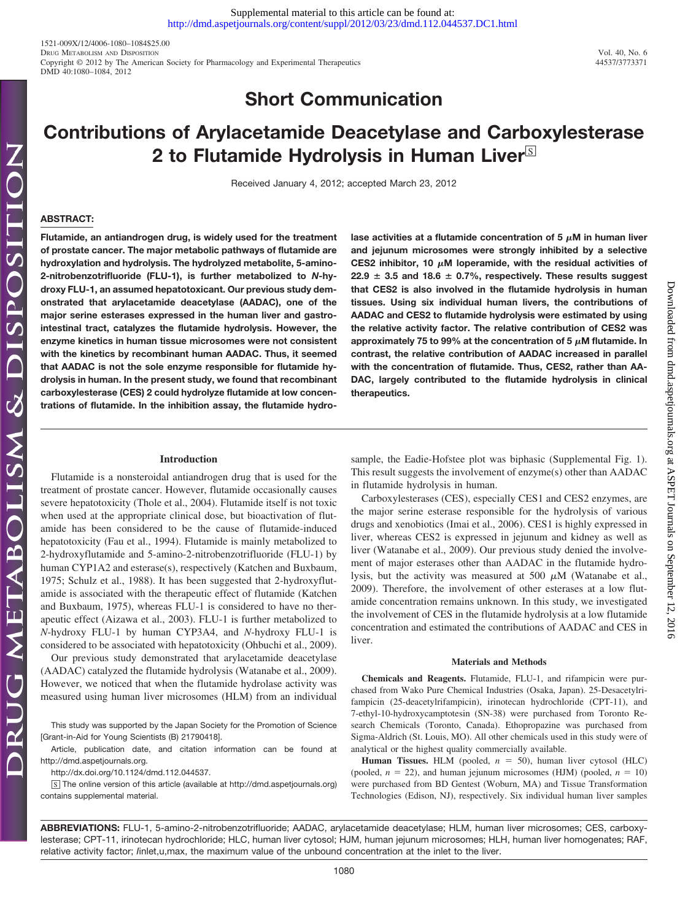## Short Communication

# Contributions of Arylacetamide Deacetylase and Carboxylesterase 2 to Flutamide Hydrolysis in Human Liver

Received January 4, 2012; accepted March 23, 2012

### ABSTRACT:

**Flutamide, an antiandrogen drug, is widely used for the treatment of prostate cancer. The major metabolic pathways of flutamide are hydroxylation and hydrolysis. The hydrolyzed metabolite, 5-amino-2-nitrobenzotrifluoride (FLU-1), is further metabolized to *N*-hydroxy FLU-1, an assumed hepatotoxicant. Our previous study demonstrated that arylacetamide deacetylase (AADAC), one of the major serine esterases expressed in the human liver and gastrointestinal tract, catalyzes the flutamide hydrolysis. However, the enzyme kinetics in human tissue microsomes were not consistent with the kinetics by recombinant human AADAC. Thus, it seemed that AADAC is not the sole enzyme responsible for flutamide hydrolysis in human. In the present study, we found that recombinant carboxylesterase (CES) 2 could hydrolyze flutamide at low concentrations of flutamide. In the inhibition assay, the flutamide hydrolase activities at a flutamide concentration of 5 μM in human liver and jejunum microsomes were strongly inhibited by a selective CES2 inhibitor, 10 μM loperamide, with the residual activities of 22.9 ± 3.5 and 18.6 ± 0.7%, respectively. These results suggest that CES2 is also involved in the flutamide hydrolysis in human tissues. Using six individual human livers, the contributions of AADAC and CES2 to flutamide hydrolysis were estimated by using the relative activity factor. The relative contribution of CES2 was approximately 75 to 99% at the concentration of 5 μM flutamide. In contrast, the relative contribution of AADAC increased in parallel with the concentration of flutamide. Thus, CES2, rather than AADAC, largely contributed to the flutamide hydrolysis in clinical therapeutics.**

### Introduction

Flutamide is a nonsteroidal antiandrogen drug that is used for the treatment of prostate cancer. However, flutamide occasionally causes severe hepatotoxicity (Thole et al., 2004). Flutamide itself is not toxic when used at the appropriate clinical dose, but bioactivation of flutamide has been considered to be the cause of flutamide-induced hepatotoxicity (Fau et al., 1994). Flutamide is mainly metabolized to 2-hydroxyflutamide and 5-amino-2-nitrobenzotrifluoride (FLU-1) by human CYP1A2 and esterase(s), respectively (Katchen and Buxbaum, 1975; Schulz et al., 1988). It has been suggested that 2-hydroxyflutamide is associated with the therapeutic effect of flutamide (Katchen and Buxbaum, 1975), whereas FLU-1 is considered to have no therapeutic effect (Aizawa et al., 2003). FLU-1 is further metabolized to *N*-hydroxy FLU-1 by human CYP3A4, and *N*-hydroxy FLU-1 is considered to be associated with hepatotoxicity (Ohbuchi et al., 2009).

Our previous study demonstrated that arylacetamide deacetylase (AADAC) catalyzed the flutamide hydrolysis (Watanabe et al., 2009). However, we noticed that when the flutamide hydrolase activity was measured using human liver microsomes (HLM) from an individual sample, the Eadie-Hofstee plot was biphasic (Supplemental Fig. 1). This result suggests the involvement of enzyme(s) other than AADAC in flutamide hydrolysis in human.

Carboxylesterases (CES), especially CES1 and CES2 enzymes, are the major serine esterase responsible for the hydrolysis of various drugs and xenobiotics (Imai et al., 2006). CES1 is highly expressed in liver, whereas CES2 is expressed in jejunum and kidney as well as liver (Watanabe et al., 2009). Our previous study denied the involvement of major esterases other than AADAC in the flutamide hydrolysis, but the activity was measured at 500 μM (Watanabe et al., 2009). Therefore, the involvement of other esterases at a low flutamide concentration remains unknown. In this study, we investigated the involvement of CES in the flutamide hydrolysis at a low flutamide concentration and estimated the contributions of AADAC and CES in liver.

### Materials and Methods

**Chemicals and Reagents.** Flutamide, FLU-1, and rifampicin were purchased from Wako Pure Chemical Industries (Osaka, Japan). 25-Desacetylrifampicin (25-deacetylrifampicin), irinotecan hydrochloride (CPT-11), and 7-ethyl-10-hydroxycamptotesin (SN-38) were purchased from Toronto Research Chemicals (Toronto, Canada). Ethopropazine was purchased from Sigma-Aldrich (St. Louis, MO). All other chemicals used in this study were of analytical or the highest quality commercially available.

**Human Tissues.** HLM (pooled, $n = 50$), human liver cytosol (HLC) (pooled, $n = 22$), and human jejunum microsomes (HJM) (pooled, $n = 10$) were purchased from BD Gentest (Woburn, MA) and Tissue Transformation Technologies (Edison, NJ), respectively. Six individual human liver samples

This study was supported by the Japan Society for the Promotion of Science [Grant-in-Aid for Young Scientists (B) 21790418].

Article, publication date, and citation information can be found at http://dmd.aspetjournals.org.

http://dx.doi.org/10.1124/dmd.112.044537.

[S] The online version of this article (available at http://dmd.aspetjournals.org) contains supplemental material.

**ABBREVIATIONS:** FLU-1, 5-amino-2-nitrobenzotrifluoride; AADAC, arylacetamide deacetylase; HLM, human liver microsomes; CES, carboxylesterase; CPT-11, irinotecan hydrochloride; HLC, human liver cytosol; HJM, human jejunum microsomes; HLH, human liver homogenates; RAF, relative activity factor; $I_{inlet,u,max}$, the maximum value of the unbound concentration at the inlet to the liver.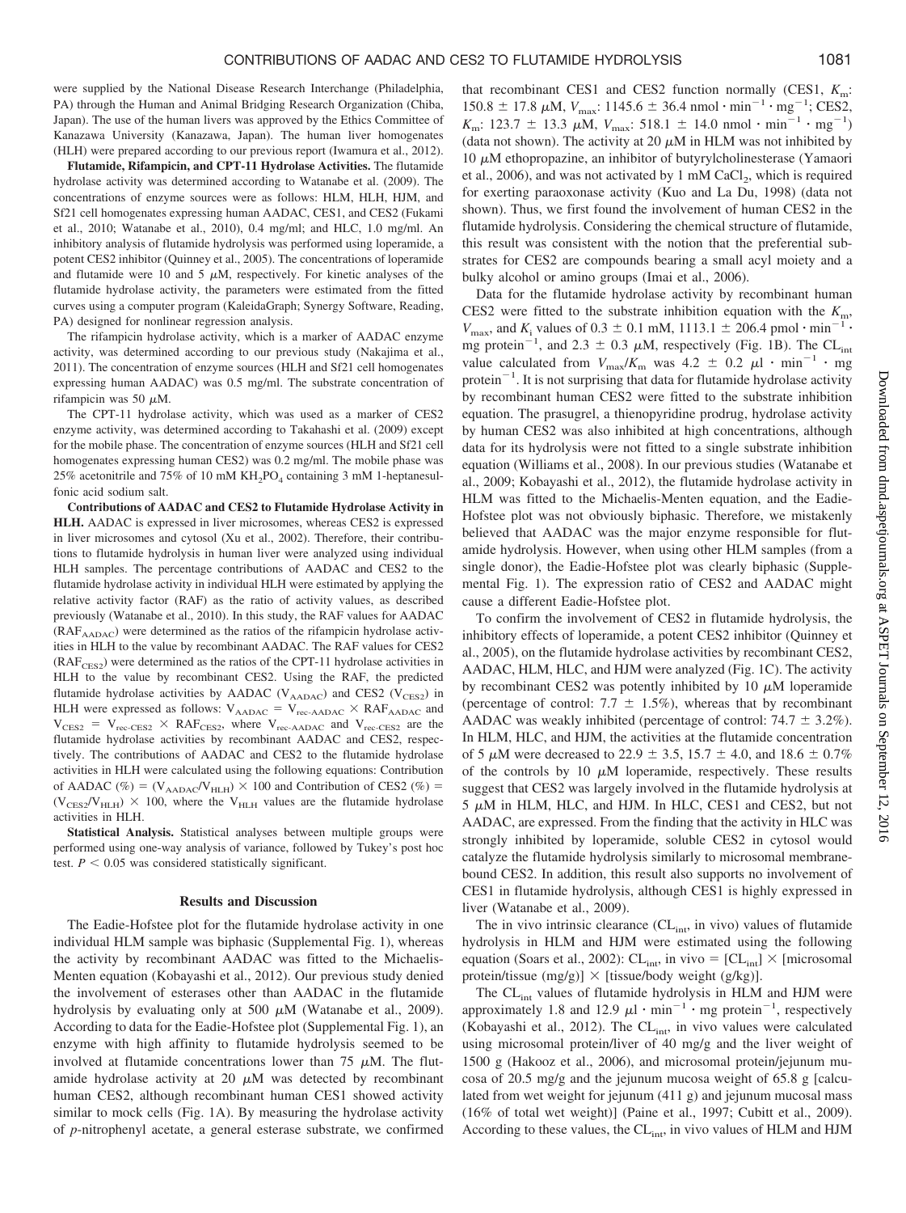were supplied by the National Disease Research Interchange (Philadelphia, PA) through the Human and Animal Bridging Research Organization (Chiba, Japan). The use of the human livers was approved by the Ethics Committee of Kanazawa University (Kanazawa, Japan). The human liver homogenates (HLH) were prepared according to our previous report (Iwamura et al., 2012).

**Flutamide, Rifampicin, and CPT-11 Hydrolase Activities.** The flutamide hydrolase activity was determined according to Watanabe et al. (2009). The concentrations of enzyme sources were as follows: HLM, HLH, HJM, and Sf21 cell homogenates expressing human AADAC, CES1, and CES2 (Fukami et al., 2010; Watanabe et al., 2010), 0.4 mg/ml; and HLC, 1.0 mg/ml. An inhibitory analysis of flutamide hydrolysis was performed using loperamide, a potent CES2 inhibitor (Quinney et al., 2005). The concentrations of loperamide and flutamide were 10 and 5 μM, respectively. For kinetic analyses of the flutamide hydrolase activity, the parameters were estimated from the fitted curves using a computer program (KaleidaGraph; Synergy Software, Reading, PA) designed for nonlinear regression analysis.

The rifampicin hydrolase activity, which is a marker of AADAC enzyme activity, was determined according to our previous study (Nakajima et al., 2011). The concentration of enzyme sources (HLH and Sf21 cell homogenates expressing human AADAC) was 0.5 mg/ml. The substrate concentration of rifampicin was 50 μM.

The CPT-11 hydrolase activity, which was used as a marker of CES2 enzyme activity, was determined according to Takahashi et al. (2009) except for the mobile phase. The concentration of enzyme sources (HLH and Sf21 cell homogenates expressing human CES2) was 0.2 mg/ml. The mobile phase was 25% acetonitrile and 75% of 10 mM $KH_2PO_4$ containing 3 mM 1-heptanesulfonic acid sodium salt.

**Contributions of AADAC and CES2 to Flutamide Hydrolase Activity in HLH.** AADAC is expressed in liver microsomes, whereas CES2 is expressed in liver microsomes and cytosol (Xu et al., 2002). Therefore, their contributions to flutamide hydrolysis in human liver were analyzed using individual HLH samples. The percentage contributions of AADAC and CES2 to the flutamide hydrolase activity in individual HLH were estimated by applying the relative activity factor (RAF) as the ratio of activity values, as described previously (Watanabe et al., 2010). In this study, the RAF values for AADAC ($RAF_{AADAC}$) were determined as the ratios of the rifampicin hydrolase activities in HLH to the value by recombinant AADAC. The RAF values for CES2 ($RAF_{CES2}$) were determined as the ratios of the CPT-11 hydrolase activities in HLH to the value by recombinant CES2. Using the RAF, the predicted flutamide hydrolase activities by AADAC ($V_{AADAC}$) and CES2 ($V_{CES2}$) in HLH were expressed as follows: $V_{AADAC} = V_{rec\text{-}AADAC} \times RAF_{AADAC}$ and $V_{CES2} = V_{rec\text{-}CES2} \times RAF_{CES2}$, where $V_{rec\text{-}AADAC}$ and $V_{rec\text{-}CES2}$ are the flutamide hydrolase activities by recombinant AADAC and CES2, respectively. The contributions of AADAC and CES2 to the flutamide hydrolase activities in HLH were calculated using the following equations: Contribution of AADAC (%) = $(V_{AADAC}/V_{HLH}) \times 100$ and Contribution of CES2 (%) = $(V_{CES2}/V_{HLH}) \times 100$, where the $V_{HLH}$ values are the flutamide hydrolase activities in HLH.

**Statistical Analysis.** Statistical analyses between multiple groups were performed using one-way analysis of variance, followed by Tukey's post hoc test. $P < 0.05$ was considered statistically significant.

## Results and Discussion

The Eadie-Hofstee plot for the flutamide hydrolase activity in one individual HLM sample was biphasic (Supplemental Fig. 1), whereas the activity by recombinant AADAC was fitted to the Michaelis-Menten equation (Kobayashi et al., 2012). Our previous study denied the involvement of esterases other than AADAC in the flutamide hydrolysis by evaluating only at 500 μM (Watanabe et al., 2009). According to data for the Eadie-Hofstee plot (Supplemental Fig. 1), an enzyme with high affinity to flutamide hydrolysis seemed to be involved at flutamide concentrations lower than 75 μM. The flutamide hydrolase activity at 20 μM was detected by recombinant human CES2, although recombinant human CES1 showed activity similar to mock cells (Fig. 1A). By measuring the hydrolase activity of *p*-nitrophenyl acetate, a general esterase substrate, we confirmed that recombinant CES1 and CES2 function normally (CES1, $K_m$: 150.8 ± 17.8 μM, $V_{max}$: 1145.6 ± 36.4 nmol · min$^{-1}$ · mg$^{-1}$; CES2, $K_m$: 123.7 ± 13.3 μM, $V_{max}$: 518.1 ± 14.0 nmol · min$^{-1}$ · mg$^{-1}$) (data not shown). The activity at 20 μM in HLM was not inhibited by 10 μM ethopropazine, an inhibitor of butyrylcholinesterase (Yamaori et al., 2006), and was not activated by 1 mM $CaCl_2$, which is required for exerting paraoxonase activity (Kuo and La Du, 1998) (data not shown). Thus, we first found the involvement of human CES2 in the flutamide hydrolysis. Considering the chemical structure of flutamide, this result was consistent with the notion that the preferential substrates for CES2 are compounds bearing a small acyl moiety and a bulky alcohol or amino groups (Imai et al., 2006).

Data for the flutamide hydrolase activity by recombinant human CES2 were fitted to the substrate inhibition equation with the $K_m$, $V_{max}$, and $K_i$ values of 0.3 ± 0.1 mM, 1113.1 ± 206.4 pmol · min$^{-1}$ · mg protein$^{-1}$, and 2.3 ± 0.3 μM, respectively (Fig. 1B). The $CL_{int}$ value calculated from $V_{max}/K_m$ was 4.2 ± 0.2 μl · min$^{-1}$ · mg protein$^{-1}$. It is not surprising that data for flutamide hydrolase activity by recombinant human CES2 were fitted to the substrate inhibition equation. The prasugrel, a thienopyridine prodrug, hydrolase activity by human CES2 was also inhibited at high concentrations, although data for its hydrolysis were not fitted to a single substrate inhibition equation (Williams et al., 2008). In our previous studies (Watanabe et al., 2009; Kobayashi et al., 2012), the flutamide hydrolase activity in HLM was fitted to the Michaelis-Menten equation, and the Eadie-Hofstee plot was not obviously biphasic. Therefore, we mistakenly believed that AADAC was the major enzyme responsible for flutamide hydrolysis. However, when using other HLM samples (from a single donor), the Eadie-Hofstee plot was clearly biphasic (Supplemental Fig. 1). The expression ratio of CES2 and AADAC might cause a different Eadie-Hofstee plot.

To confirm the involvement of CES2 in flutamide hydrolysis, the inhibitory effects of loperamide, a potent CES2 inhibitor (Quinney et al., 2005), on the flutamide hydrolase activities by recombinant CES2, AADAC, HLM, HLC, and HJM were analyzed (Fig. 1C). The activity by recombinant CES2 was potently inhibited by 10 μM loperamide (percentage of control: 7.7 ± 1.5%), whereas that by recombinant AADAC was weakly inhibited (percentage of control: 74.7 ± 3.2%). In HLM, HLC, and HJM, the activities at the flutamide concentration of 5 μM were decreased to 22.9 ± 3.5, 15.7 ± 4.0, and 18.6 ± 0.7% of the controls by 10 μM loperamide, respectively. These results suggest that CES2 was largely involved in the flutamide hydrolysis at 5 μM in HLM, HLC, and HJM. In HLC, CES1 and CES2, but not AADAC, are expressed. From the finding that the activity in HLC was strongly inhibited by loperamide, soluble CES2 in cytosol would catalyze the flutamide hydrolysis similarly to microsomal membrane-bound CES2. In addition, this result also supports no involvement of CES1 in flutamide hydrolysis, although CES1 is highly expressed in liver (Watanabe et al., 2009).

The in vivo intrinsic clearance ($CL_{int}$, in vivo) values of flutamide hydrolysis in HLM and HJM were estimated using the following equation (Soars et al., 2002): $CL_{int}$, in vivo = [$CL_{int}$] × [microsomal protein/tissue (mg/g)] × [tissue/body weight (g/kg)].

The $CL_{int}$ values of flutamide hydrolysis in HLM and HJM were approximately 1.8 and 12.9 μl · min$^{-1}$ · mg protein$^{-1}$, respectively (Kobayashi et al., 2012). The $CL_{int}$, in vivo values were calculated using microsomal protein/liver of 40 mg/g and the liver weight of 1500 g (Hakooz et al., 2006), and microsomal protein/jejunum mucosa of 20.5 mg/g and the jejunum mucosa weight of 65.8 g [calculated from wet weight for jejunum (411 g) and jejunum mucosal mass (16% of total wet weight)] (Paine et al., 1997; Cubitt et al., 2009). According to these values, the $CL_{int}$, in vivo values of HLM and HJM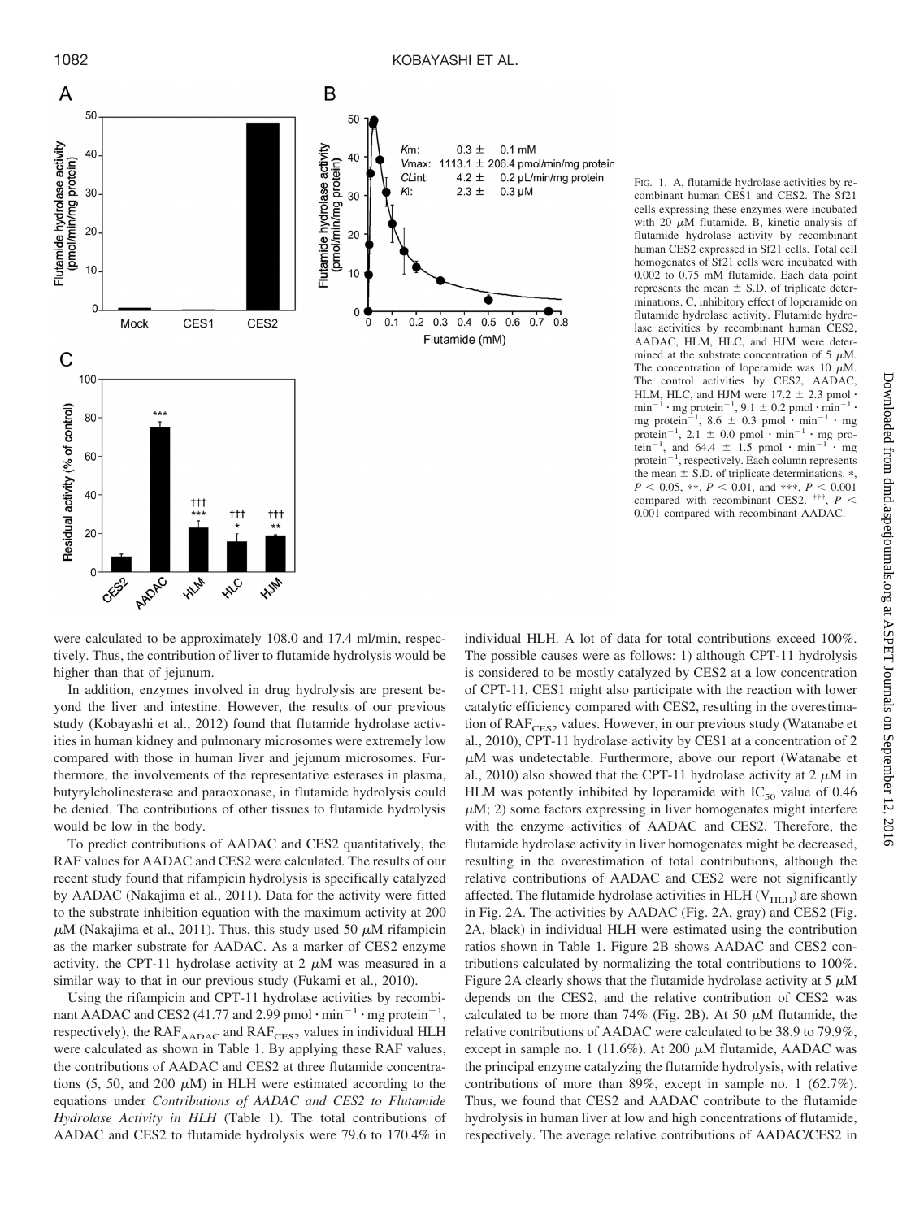FIG. 1. A, flutamide hydrolase activities by recombinant human CES1 and CES2. The Sf21 cells expressing these enzymes were incubated with 20 $\mu$M flutamide. B, kinetic analysis of flutamide hydrolase activity by recombinant human CES2 expressed in Sf21 cells. Total cell homogenates of Sf21 cells were incubated with 0.002 to 0.75 mM flutamide. Each data point represents the mean ± S.D. of triplicate determinations. C, inhibitory effect of loperamide on flutamide hydrolase activity. Flutamide hydrolase activities by recombinant human CES2, AADAC, HLM, HLC, and HJM were determined at the substrate concentration of 5 $\mu$M. The concentration of loperamide was 10 $\mu$M. The control activities by CES2, AADAC, HLM, HLC, and HJM were 17.2 ± 2.3 pmol · min$^{-1}$ · mg protein$^{-1}$, 9.1 ± 0.2 pmol · min$^{-1}$ · mg protein$^{-1}$, 8.6 ± 0.3 pmol · min$^{-1}$ · mg protein$^{-1}$, 2.1 ± 0.0 pmol · min$^{-1}$ · mg protein$^{-1}$, and 64.4 ± 1.5 pmol · min$^{-1}$ · mg protein$^{-1}$, respectively. Each column represents the mean ± S.D. of triplicate determinations. *, $P < 0.05$, **, $P < 0.01$, and ***, $P < 0.001$ compared with recombinant CES2. †††, $P < 0.001$ compared with recombinant AADAC.

were calculated to be approximately 108.0 and 17.4 ml/min, respectively. Thus, the contribution of liver to flutamide hydrolysis would be higher than that of jejunum.

In addition, enzymes involved in drug hydrolysis are present beyond the liver and intestine. However, the results of our previous study (Kobayashi et al., 2012) found that flutamide hydrolase activities in human kidney and pulmonary microsomes were extremely low compared with those in human liver and jejunum microsomes. Furthermore, the involvements of the representative esterases in plasma, butyrylcholinesterase and paraoxonase, in flutamide hydrolysis could be denied. The contributions of other tissues to flutamide hydrolysis would be low in the body.

To predict contributions of AADAC and CES2 quantitatively, the RAF values for AADAC and CES2 were calculated. The results of our recent study found that rifampicin hydrolysis is specifically catalyzed by AADAC (Nakajima et al., 2011). Data for the activity were fitted to the substrate inhibition equation with the maximum activity at 200 $\mu$M (Nakajima et al., 2011). Thus, this study used 50 $\mu$M rifampicin as the marker substrate for AADAC. As a marker of CES2 enzyme activity, the CPT-11 hydrolase activity at 2 $\mu$M was measured in a similar way to that in our previous study (Fukami et al., 2010).

Using the rifampicin and CPT-11 hydrolase activities by recombinant AADAC and CES2 (41.77 and 2.99 pmol · min$^{-1}$ · mg protein$^{-1}$, respectively), the $RAF_{AADAC}$ and $RAF_{CES2}$ values in individual HLH were calculated as shown in Table 1. By applying these RAF values, the contributions of AADAC and CES2 at three flutamide concentrations (5, 50, and 200 $\mu$M) in HLH were estimated according to the equations under *Contributions of AADAC and CES2 to Flutamide Hydrolase Activity in HLH* (Table 1). The total contributions of AADAC and CES2 to flutamide hydrolysis were 79.6 to 170.4% in individual HLH. A lot of data for total contributions exceed 100%. The possible causes were as follows: 1) although CPT-11 hydrolysis is considered to be mostly catalyzed by CES2 at a low concentration of CPT-11, CES1 might also participate with the reaction with lower catalytic efficiency compared with CES2, resulting in the overestimation of $RAF_{CES2}$ values. However, in our previous study (Watanabe et al., 2010), CPT-11 hydrolase activity by CES1 at a concentration of 2 $\mu$M was undetectable. Furthermore, above our report (Watanabe et al., 2010) also showed that the CPT-11 hydrolase activity at 2 $\mu$M in HLM was potently inhibited by loperamide with $IC_{50}$ value of 0.46 $\mu$M; 2) some factors expressing in liver homogenates might interfere with the enzyme activities of AADAC and CES2. Therefore, the flutamide hydrolase activity in liver homogenates might be decreased, resulting in the overestimation of total contributions, although the relative contributions of AADAC and CES2 were not significantly affected. The flutamide hydrolase activities in HLH ($V_{HLH}$) are shown in Fig. 2A. The activities by AADAC (Fig. 2A, gray) and CES2 (Fig. 2A, black) in individual HLH were estimated using the contribution ratios shown in Table 1. Figure 2B shows AADAC and CES2 contributions calculated by normalizing the total contributions to 100%. Figure 2A clearly shows that the flutamide hydrolase activity at 5 $\mu$M depends on the CES2, and the relative contribution of CES2 was calculated to be more than 74% (Fig. 2B). At 50 $\mu$M flutamide, the relative contributions of AADAC were calculated to be 38.9 to 79.9%, except in sample no. 1 (11.6%). At 200 $\mu$M flutamide, AADAC was the principal enzyme catalyzing the flutamide hydrolysis, with relative contributions of more than 89%, except in sample no. 1 (62.7%). Thus, we found that CES2 and AADAC contribute to the flutamide hydrolysis in human liver at low and high concentrations of flutamide, respectively. The average relative contributions of AADAC/CES2 in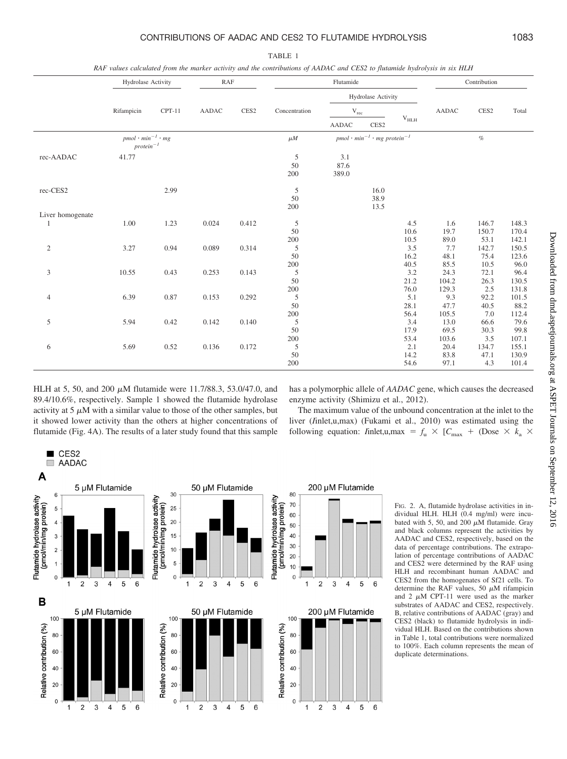TABLE 1

*RAF values calculated from the marker activity and the contributions of AADAC and CES2 to flutamide hydrolysis in six HLH*

| | Hydrolase Activity | | RAF | | Flutamide | | | | Contribution | | |
|---|---|---|---|---|---|---|---|---|---|---|---|
| | | | | | | Hydrolase Activity | | | | | |
| | Rifampicin | CPT-11 | AADAC | CES2 | Concentration | $V_{rec}$ | | $V_{HLH}$ | AADAC | CES2 | Total |
| | | | | | | AADAC | CES2 | | | | |
| | $pmol \cdot min^{-1} \cdot mg\ protein^{-1}$ | | | | $\mu M$ | $pmol \cdot min^{-1} \cdot mg\ protein^{-1}$ | | | % | | |
| rec-AADAC | 41.77 | | | | 5 | 3.1 | | | | | |
| | | | | | 50 | 87.6 | | | | | |
| | | | | | 200 | 389.0 | | | | | |
| rec-CES2 | | 2.99 | | | 5 | | 16.0 | | | | |
| | | | | | 50 | | 38.9 | | | | |
| | | | | | 200 | | 13.5 | | | | |
| Liver homogenate | | | | | | | | | | | |
| 1 | 1.00 | 1.23 | 0.024 | 0.412 | 5 | | | 4.5 | 1.6 | 146.7 | 148.3 |
| | | | | | 50 | | | 10.6 | 19.7 | 150.7 | 170.4 |
| | | | | | 200 | | | 10.5 | 89.0 | 53.1 | 142.1 |
| 2 | 3.27 | 0.94 | 0.089 | 0.314 | 5 | | | 3.5 | 7.7 | 142.7 | 150.5 |
| | | | | | 50 | | | 16.2 | 48.1 | 75.4 | 123.6 |
| | | | | | 200 | | | 40.5 | 85.5 | 10.5 | 96.0 |
| 3 | 10.55 | 0.43 | 0.253 | 0.143 | 5 | | | 3.2 | 24.3 | 72.1 | 96.4 |
| | | | | | 50 | | | 21.2 | 104.2 | 26.3 | 130.5 |
| | | | | | 200 | | | 76.0 | 129.3 | 2.5 | 131.8 |
| 4 | 6.39 | 0.87 | 0.153 | 0.292 | 5 | | | 5.1 | 9.3 | 92.2 | 101.5 |
| | | | | | 50 | | | 28.1 | 47.7 | 40.5 | 88.2 |
| | | | | | 200 | | | 56.4 | 105.5 | 7.0 | 112.4 |
| 5 | 5.94 | 0.42 | 0.142 | 0.140 | 5 | | | 3.4 | 13.0 | 66.6 | 79.6 |
| | | | | | 50 | | | 17.9 | 69.5 | 30.3 | 99.8 |
| | | | | | 200 | | | 53.4 | 103.6 | 3.5 | 107.1 |
| 6 | 5.69 | 0.52 | 0.136 | 0.172 | 5 | | | 2.1 | 20.4 | 134.7 | 155.1 |
| | | | | | 50 | | | 14.2 | 83.8 | 47.1 | 130.9 |
| | | | | | 200 | | | 54.6 | 97.1 | 4.3 | 101.4 |

HLH at 5, 50, and 200 $\mu$M flutamide were 11.7/88.3, 53.0/47.0, and 89.4/10.6%, respectively. Sample 1 showed the flutamide hydrolase activity at 5 $\mu$M with a similar value to those of the other samples, but it showed lower activity than the others at higher concentrations of flutamide (Fig. 4A). The results of a later study found that this sample has a polymorphic allele of *AADAC* gene, which causes the decreased enzyme activity (Shimizu et al., 2012).

The maximum value of the unbound concentration at the inlet to the liver ($I$inlet,u,max) (Fukami et al., 2010) was estimated using the following equation: $I$inlet,u,max = $f_u \times [C_{max}$ + (Dose $\times$ $k_a$ $\times$

FIG. 2. A, flutamide hydrolase activities in individual HLH. HLH (0.4 mg/ml) were incubated with 5, 50, and 200 $\mu$M flutamide. Gray and black columns represent the activities by AADAC and CES2, respectively, based on the data of percentage contributions. The extrapolation of percentage contributions of AADAC and CES2 were determined by the RAF using HLH and recombinant human AADAC and CES2 from the homogenates of Sf21 cells. To determine the RAF values, 50 $\mu$M rifampicin and 2 $\mu$M CPT-11 were used as the marker substrates of AADAC and CES2, respectively. B, relative contributions of AADAC (gray) and CES2 (black) to flutamide hydrolysis in individual HLH. Based on the contributions shown in Table 1, total contributions were normalized to 100%. Each column represents the mean of duplicate determinations.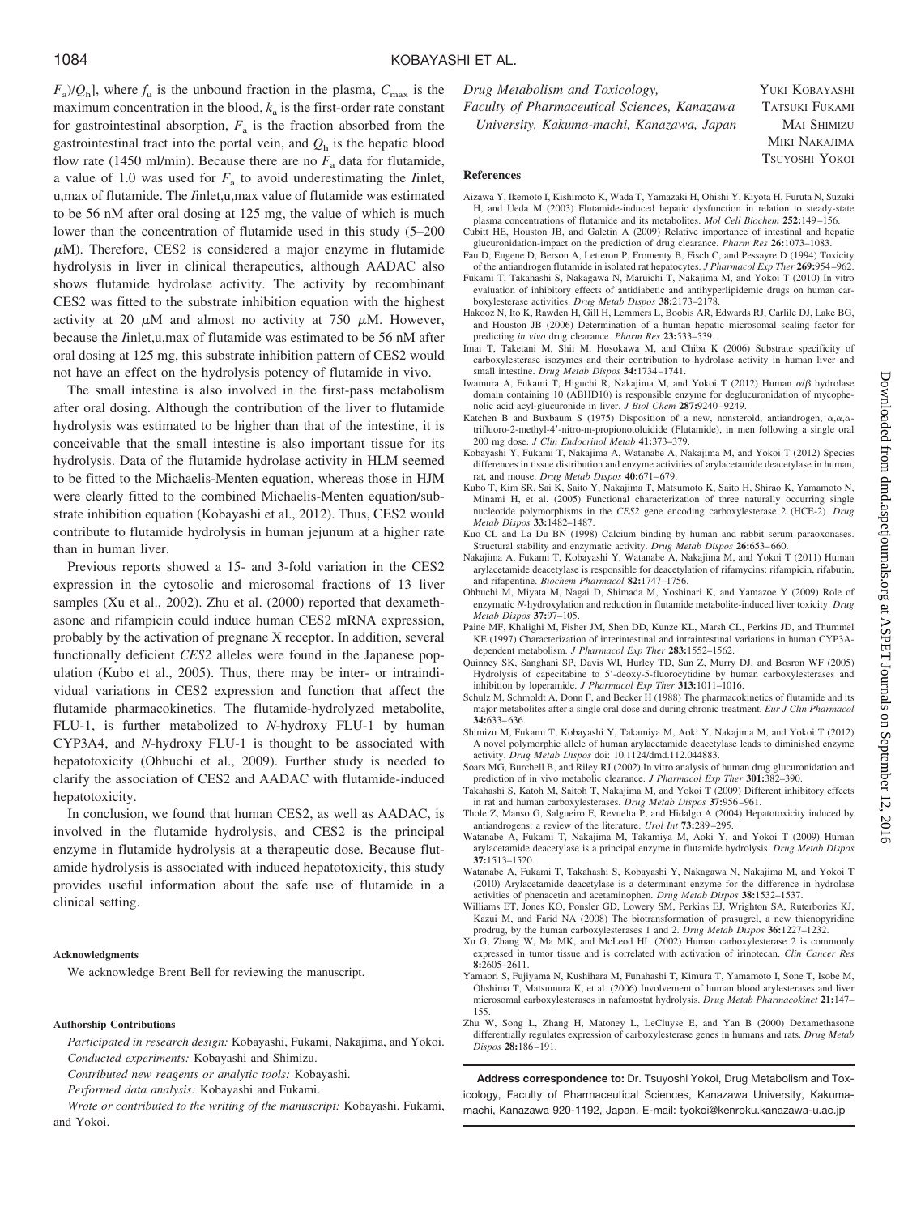$F_a$)/$Q_h$], where $f_u$ is the unbound fraction in the plasma, $C_{max}$ is the maximum concentration in the blood, $k_a$ is the first-order rate constant for gastrointestinal absorption, $F_a$ is the fraction absorbed from the gastrointestinal tract into the portal vein, and $Q_h$ is the hepatic blood flow rate (1450 ml/min). Because there are no $F_a$ data for flutamide, a value of 1.0 was used for $F_a$ to avoid underestimating the $I_{inlet,u,max}$ of flutamide. The $I_{inlet,u,max}$ value of flutamide was estimated to be 56 nM after oral dosing at 125 mg, the value of which is much lower than the concentration of flutamide used in this study (5–200 μM). Therefore, CES2 is considered a major enzyme in flutamide hydrolysis in liver in clinical therapeutics, although AADAC also shows flutamide hydrolase activity. The activity by recombinant CES2 was fitted to the substrate inhibition equation with the highest activity at 20 μM and almost no activity at 750 μM. However, because the $I_{inlet,u,max}$ of flutamide was estimated to be 56 nM after oral dosing at 125 mg, this substrate inhibition pattern of CES2 would not have an effect on the hydrolysis potency of flutamide in vivo.

The small intestine is also involved in the first-pass metabolism after oral dosing. Although the contribution of the liver to flutamide hydrolysis was estimated to be higher than that of the intestine, it is conceivable that the small intestine is also important tissue for its hydrolysis. Data of the flutamide hydrolase activity in HLM seemed to be fitted to the Michaelis-Menten equation, whereas those in HJM were clearly fitted to the combined Michaelis-Menten equation/substrate inhibition equation (Kobayashi et al., 2012). Thus, CES2 would contribute to flutamide hydrolysis in human jejunum at a higher rate than in human liver.

Previous reports showed a 15- and 3-fold variation in the CES2 expression in the cytosolic and microsomal fractions of 13 liver samples (Xu et al., 2002). Zhu et al. (2000) reported that dexamethasone and rifampicin could induce human CES2 mRNA expression, probably by the activation of pregnane X receptor. In addition, several functionally deficient *CES2* alleles were found in the Japanese population (Kubo et al., 2005). Thus, there may be inter- or intraindividual variations in CES2 expression and function that affect the flutamide pharmacokinetics. The flutamide-hydrolyzed metabolite, FLU-1, is further metabolized to *N*-hydroxy FLU-1 by human CYP3A4, and *N*-hydroxy FLU-1 is thought to be associated with hepatotoxicity (Ohbuchi et al., 2009). Further study is needed to clarify the association of CES2 and AADAC with flutamide-induced hepatotoxicity.

In conclusion, we found that human CES2, as well as AADAC, is involved in the flutamide hydrolysis, and CES2 is the principal enzyme in flutamide hydrolysis at a therapeutic dose. Because flutamide hydrolysis is associated with induced hepatotoxicity, this study provides useful information about the safe use of flutamide in a clinical setting.

#### Acknowledgments

We acknowledge Brent Bell for reviewing the manuscript.

#### Authorship Contributions

*Participated in research design:* Kobayashi, Fukami, Nakajima, and Yokoi.

*Conducted experiments:* Kobayashi and Shimizu.

*Contributed new reagents or analytic tools:* Kobayashi.

*Performed data analysis:* Kobayashi and Fukami.

*Wrote or contributed to the writing of the manuscript:* Kobayashi, Fukami, and Yokoi.

*Drug Metabolism and Toxicology, Faculty of Pharmaceutical Sciences, Kanazawa University, Kakuma-machi, Kanazawa, Japan*

YUKI KOBAYASHI
TATSUKI FUKAMI
MAI SHIMIZU
MIKI NAKAJIMA
TSUYOSHI YOKOI

#### References

Aizawa Y, Ikemoto I, Kishimoto K, Wada T, Yamazaki H, Ohishi Y, Kiyota H, Furuta N, Suzuki H, and Ueda M (2003) Flutamide-induced hepatic dysfunction in relation to steady-state plasma concentrations of flutamide and its metabolites. *Mol Cell Biochem* **252:**149–156.

Cubitt HE, Houston JB, and Galetin A (2009) Relative importance of intestinal and hepatic glucuronidation-impact on the prediction of drug clearance. *Pharm Res* **26:**1073–1083.

Fau D, Eugene D, Berson A, Letteron P, Fromenty B, Fisch C, and Pessayre D (1994) Toxicity of the antiandrogen flutamide in isolated rat hepatocytes. *J Pharmacol Exp Ther* **269:**954–962.

Fukami T, Takahashi S, Nakagawa N, Maruichi T, Nakajima M, and Yokoi T (2010) In vitro evaluation of inhibitory effects of antidiabetic and antihyperlipidemic drugs on human carboxylesterase activities. *Drug Metab Dispos* **38:**2173–2178.

Hakooz N, Ito K, Rawden H, Gill H, Lemmers L, Boobis AR, Edwards RJ, Carlile DJ, Lake BG, and Houston JB (2006) Determination of a human hepatic microsomal scaling factor for predicting *in vivo* drug clearance. *Pharm Res* **23:**533–539.

Imai T, Taketani M, Shii M, Hosokawa M, and Chiba K (2006) Substrate specificity of carboxylesterase isozymes and their contribution to hydrolase activity in human liver and small intestine. *Drug Metab Dispos* **34:**1734–1741.

Iwamura A, Fukami T, Higuchi R, Nakajima M, and Yokoi T (2012) Human α/β hydrolase domain containing 10 (ABHD10) is responsible enzyme for deglucuronidation of mycophenolic acid acyl-glucuronide in liver. *J Biol Chem* **287:**9240–9249.

Katchen B and Buxbaum S (1975) Disposition of a new, nonsteroid, antiandrogen, α,α,α-trifluoro-2-methyl-4′-nitro-m-propionotoluidide (Flutamide), in men following a single oral 200 mg dose. *J Clin Endocrinol Metab* **41:**373–379.

Kobayashi Y, Fukami T, Nakajima A, Watanabe A, Nakajima M, and Yokoi T (2012) Species differences in tissue distribution and enzyme activities of arylacetamide deacetylase in human, rat, and mouse. *Drug Metab Dispos* **40:**671–679.

Kubo T, Kim SR, Sai K, Saito Y, Nakajima T, Matsumoto K, Saito H, Shirao K, Yamamoto N, Minami H, et al. (2005) Functional characterization of three naturally occurring single nucleotide polymorphisms in the *CES2* gene encoding carboxylesterase 2 (HCE-2). *Drug Metab Dispos* **33:**1482–1487.

Kuo CL and La Du BN (1998) Calcium binding by human and rabbit serum paraoxonases. Structural stability and enzymatic activity. *Drug Metab Dispos* **26:**653–660.

Nakajima A, Fukami T, Kobayashi Y, Watanabe A, Nakajima M, and Yokoi T (2011) Human arylacetamide deacetylase is responsible for deacetylation of rifamycins: rifampicin, rifabutin, and rifapentine. *Biochem Pharmacol* **82:**1747–1756.

Ohbuchi M, Miyata M, Nagai D, Shimada M, Yoshinari K, and Yamazoe Y (2009) Role of enzymatic *N*-hydroxylation and reduction in flutamide metabolite-induced liver toxicity. *Drug Metab Dispos* **37:**97–105.

Paine MF, Khalighi M, Fisher JM, Shen DD, Kunze KL, Marsh CL, Perkins JD, and Thummel KE (1997) Characterization of interintestinal and intraintestinal variations in human CYP3A-dependent metabolism. *J Pharmacol Exp Ther* **283:**1552–1562.

Quinney SK, Sanghani SP, Davis WI, Hurley TD, Sun Z, Murry DJ, and Bosron WF (2005) Hydrolysis of capecitabine to 5′-deoxy-5-fluorocytidine by human carboxylesterases and inhibition by loperamide. *J Pharmacol Exp Ther* **313:**1011–1016.

Schulz M, Schmoldt A, Donn F, and Becker H (1988) The pharmacokinetics of flutamide and its major metabolites after a single oral dose and during chronic treatment. *Eur J Clin Pharmacol* **34:**633–636.

Shimizu M, Fukami T, Kobayashi Y, Takamiya M, Aoki Y, Nakajima M, and Yokoi T (2012) A novel polymorphic allele of human arylacetamide deacetylase leads to diminished enzyme activity. *Drug Metab Dispos* doi: 10.1124/dmd.112.044883.

Soars MG, Burchell B, and Riley RJ (2002) In vitro analysis of human drug glucuronidation and prediction of in vivo metabolic clearance. *J Pharmacol Exp Ther* **301:**382–390.

Takahashi S, Katoh M, Saitoh T, Nakajima M, and Yokoi T (2009) Different inhibitory effects in rat and human carboxylesterases. *Drug Metab Dispos* **37:**956–961.

Thole Z, Manso G, Salgueiro E, Revuelta P, and Hidalgo A (2004) Hepatotoxicity induced by antiandrogens: a review of the literature. *Urol Int* **73:**289–295.

Watanabe A, Fukami T, Nakajima M, Takamiya M, Aoki Y, and Yokoi T (2009) Human arylacetamide deacetylase is a principal enzyme in flutamide hydrolysis. *Drug Metab Dispos* **37:**1513–1520.

Watanabe A, Fukami T, Takahashi S, Kobayashi Y, Nakagawa N, Nakajima M, and Yokoi T (2010) Arylacetamide deacetylase is a determinant enzyme for the difference in hydrolase activities of phenacetin and acetaminophen. *Drug Metab Dispos* **38:**1532–1537.

Williams ET, Jones KO, Ponsler GD, Lowery SM, Perkins EJ, Wrighton SA, Ruterbories KJ, Kazui M, and Farid NA (2008) The biotransformation of prasugrel, a new thienopyridine prodrug, by the human carboxylesterases 1 and 2. *Drug Metab Dispos* **36:**1227–1232.

Xu G, Zhang W, Ma MK, and McLeod HL (2002) Human carboxylesterase 2 is commonly expressed in tumor tissue and is correlated with activation of irinotecan. *Clin Cancer Res* **8:**2605–2611.

Yamaori S, Fujiyama N, Kushihara M, Funahashi T, Kimura T, Yamamoto I, Sone T, Isobe M, Ohshima T, Matsumura K, et al. (2006) Involvement of human blood arylesterases and liver microsomal carboxylesterases in nafamostat hydrolysis. *Drug Metab Pharmacokinet* **21:**147–155.

Zhu W, Song L, Zhang H, Matoney L, LeCluyse E, and Yan B (2000) Dexamethasone differentially regulates expression of carboxylesterase genes in humans and rats. *Drug Metab Dispos* **28:**186–191.

**Address correspondence to:** Dr. Tsuyoshi Yokoi, Drug Metabolism and Toxicology, Faculty of Pharmaceutical Sciences, Kanazawa University, Kakuma-machi, Kanazawa 920-1192, Japan. E-mail: tyokoi@kenroku.kanazawa-u.ac.jp